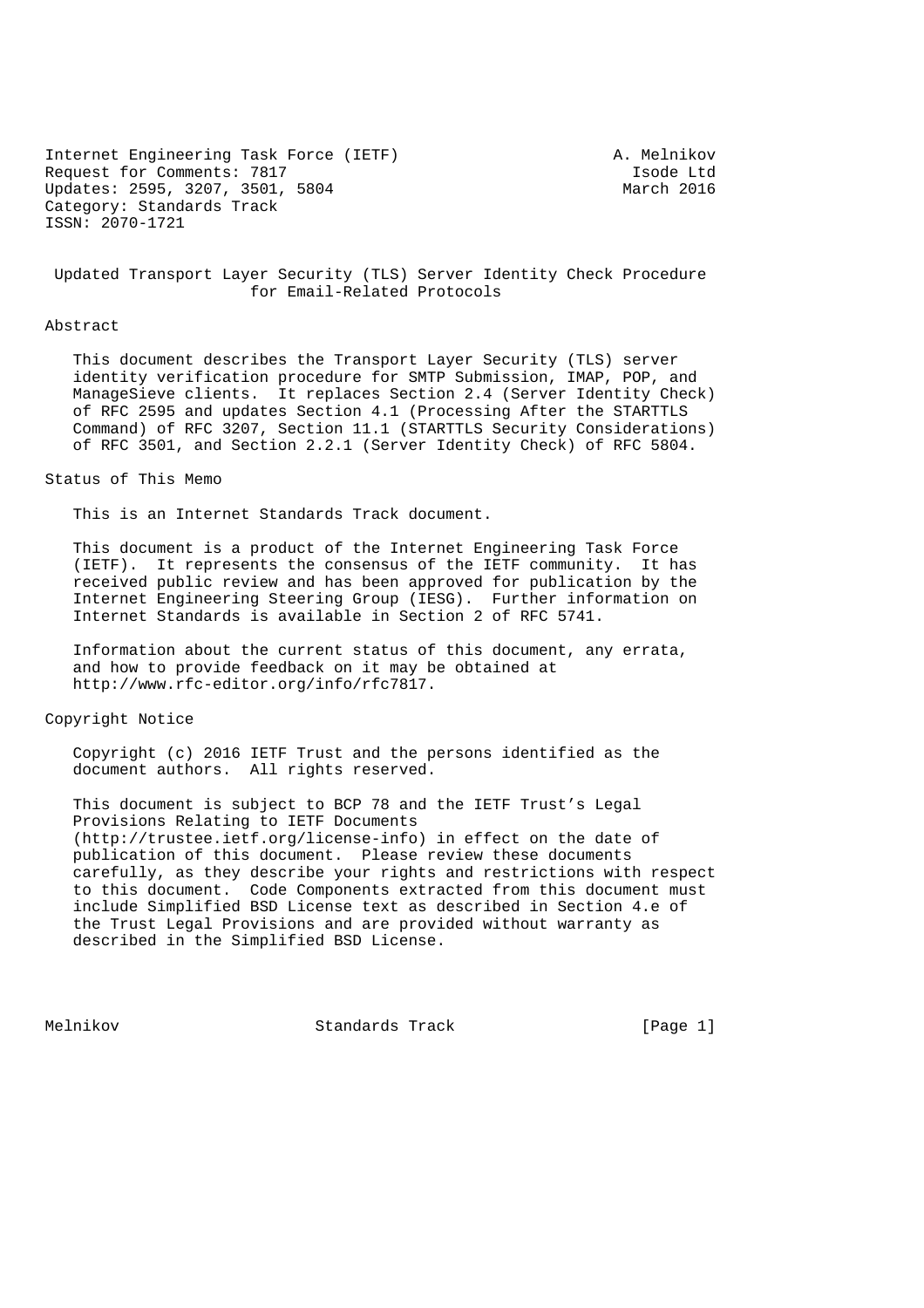Internet Engineering Task Force (IETF) A. Melnikov
Request for Comments: 7817 Isode Ltd
Updates: 2595, 3207, 3501, 5804 March 2016
Category: Standards Track
ISSN: 2070-1721

# Updated Transport Layer Security (TLS) Server Identity Check Procedure for Email-Related Protocols

## Abstract

This document describes the Transport Layer Security (TLS) server identity verification procedure for SMTP Submission, IMAP, POP, and ManageSieve clients. It replaces Section 2.4 (Server Identity Check) of RFC 2595 and updates Section 4.1 (Processing After the STARTTLS Command) of RFC 3207, Section 11.1 (STARTTLS Security Considerations) of RFC 3501, and Section 2.2.1 (Server Identity Check) of RFC 5804.

## Status of This Memo

This is an Internet Standards Track document.

This document is a product of the Internet Engineering Task Force (IETF). It represents the consensus of the IETF community. It has received public review and has been approved for publication by the Internet Engineering Steering Group (IESG). Further information on Internet Standards is available in Section 2 of RFC 5741.

Information about the current status of this document, any errata, and how to provide feedback on it may be obtained at http://www.rfc-editor.org/info/rfc7817.

## Copyright Notice

Copyright (c) 2016 IETF Trust and the persons identified as the document authors. All rights reserved.

This document is subject to BCP 78 and the IETF Trust's Legal Provisions Relating to IETF Documents (http://trustee.ietf.org/license-info) in effect on the date of publication of this document. Please review these documents carefully, as they describe your rights and restrictions with respect to this document. Code Components extracted from this document must include Simplified BSD License text as described in Section 4.e of the Trust Legal Provisions and are provided without warranty as described in the Simplified BSD License.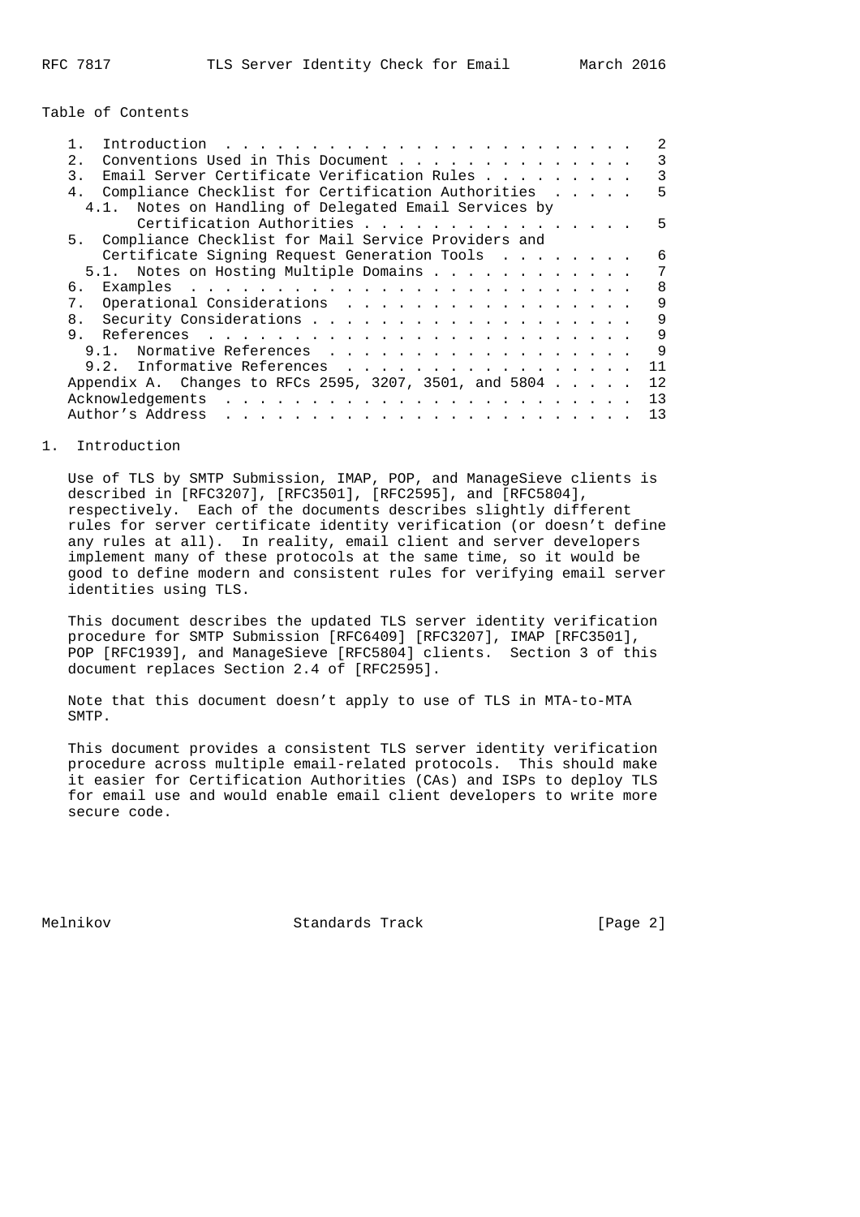Table of Contents

1. Introduction . . . . . . . . . . . . . . . . . . . . . . . . 2
2. Conventions Used in This Document . . . . . . . . . . . . . . 3
3. Email Server Certificate Verification Rules . . . . . . . . . 3
4. Compliance Checklist for Certification Authorities . . . . . 5
   4.1. Notes on Handling of Delegated Email Services by Certification Authorities . . . . . . . . . . . . . . . . 5
5. Compliance Checklist for Mail Service Providers and Certificate Signing Request Generation Tools . . . . . . . . 6
   5.1. Notes on Hosting Multiple Domains . . . . . . . . . . . . 7
6. Examples . . . . . . . . . . . . . . . . . . . . . . . . . . 8
7. Operational Considerations . . . . . . . . . . . . . . . . . 9
8. Security Considerations . . . . . . . . . . . . . . . . . . . 9
9. References . . . . . . . . . . . . . . . . . . . . . . . . . 9
   9.1. Normative References . . . . . . . . . . . . . . . . . . 9
   9.2. Informative References . . . . . . . . . . . . . . . . . 11

Appendix A. Changes to RFCs 2595, 3207, 3501, and 5804 . . . . . 12

Acknowledgements . . . . . . . . . . . . . . . . . . . . . . . . 13

Author's Address . . . . . . . . . . . . . . . . . . . . . . . . 13

## 1. Introduction

Use of TLS by SMTP Submission, IMAP, POP, and ManageSieve clients is described in [RFC3207], [RFC3501], [RFC2595], and [RFC5804], respectively. Each of the documents describes slightly different rules for server certificate identity verification (or doesn't define any rules at all). In reality, email client and server developers implement many of these protocols at the same time, so it would be good to define modern and consistent rules for verifying email server identities using TLS.

This document describes the updated TLS server identity verification procedure for SMTP Submission [RFC6409] [RFC3207], IMAP [RFC3501], POP [RFC1939], and ManageSieve [RFC5804] clients. Section 3 of this document replaces Section 2.4 of [RFC2595].

Note that this document doesn't apply to use of TLS in MTA-to-MTA SMTP.

This document provides a consistent TLS server identity verification procedure across multiple email-related protocols. This should make it easier for Certification Authorities (CAs) and ISPs to deploy TLS for email use and would enable email client developers to write more secure code.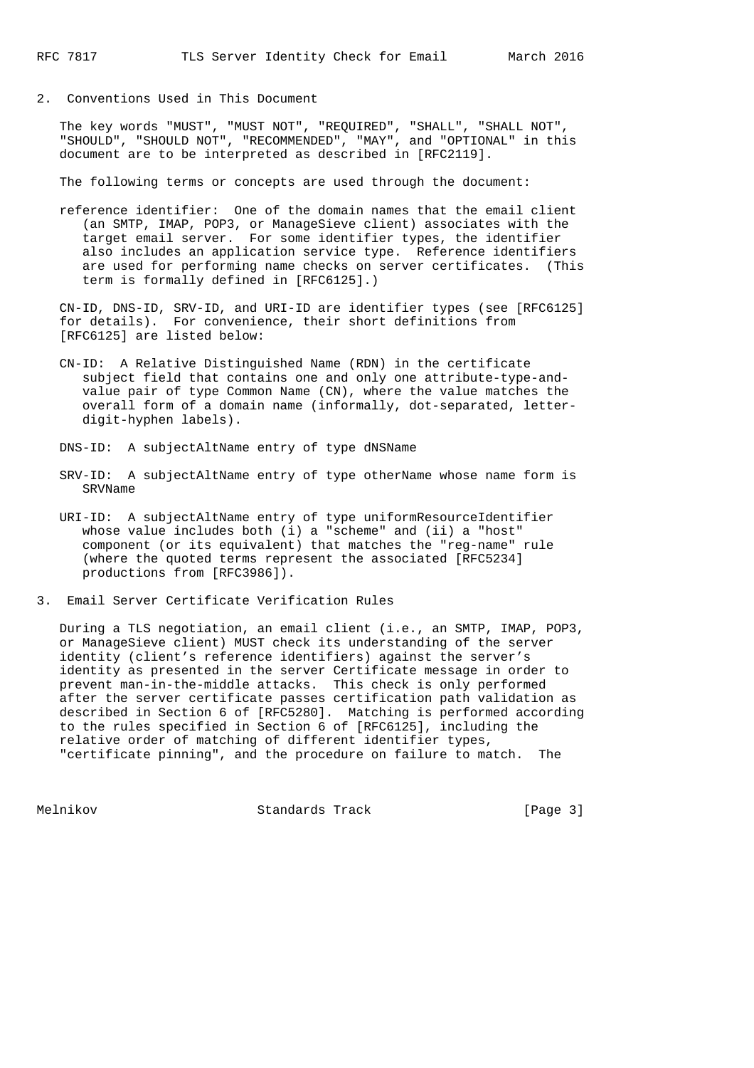## 2. Conventions Used in This Document

The key words "MUST", "MUST NOT", "REQUIRED", "SHALL", "SHALL NOT", "SHOULD", "SHOULD NOT", "RECOMMENDED", "MAY", and "OPTIONAL" in this document are to be interpreted as described in [RFC2119].

The following terms or concepts are used through the document:

reference identifier: One of the domain names that the email client (an SMTP, IMAP, POP3, or ManageSieve client) associates with the target email server. For some identifier types, the identifier also includes an application service type. Reference identifiers are used for performing name checks on server certificates. (This term is formally defined in [RFC6125].)

CN-ID, DNS-ID, SRV-ID, and URI-ID are identifier types (see [RFC6125] for details). For convenience, their short definitions from [RFC6125] are listed below:

CN-ID: A Relative Distinguished Name (RDN) in the certificate subject field that contains one and only one attribute-type-and-value pair of type Common Name (CN), where the value matches the overall form of a domain name (informally, dot-separated, letter-digit-hyphen labels).

DNS-ID: A subjectAltName entry of type dNSName

SRV-ID: A subjectAltName entry of type otherName whose name form is SRVName

URI-ID: A subjectAltName entry of type uniformResourceIdentifier whose value includes both (i) a "scheme" and (ii) a "host" component (or its equivalent) that matches the "reg-name" rule (where the quoted terms represent the associated [RFC5234] productions from [RFC3986]).

## 3. Email Server Certificate Verification Rules

During a TLS negotiation, an email client (i.e., an SMTP, IMAP, POP3, or ManageSieve client) MUST check its understanding of the server identity (client's reference identifiers) against the server's identity as presented in the server Certificate message in order to prevent man-in-the-middle attacks. This check is only performed after the server certificate passes certification path validation as described in Section 6 of [RFC5280]. Matching is performed according to the rules specified in Section 6 of [RFC6125], including the relative order of matching of different identifier types, "certificate pinning", and the procedure on failure to match. The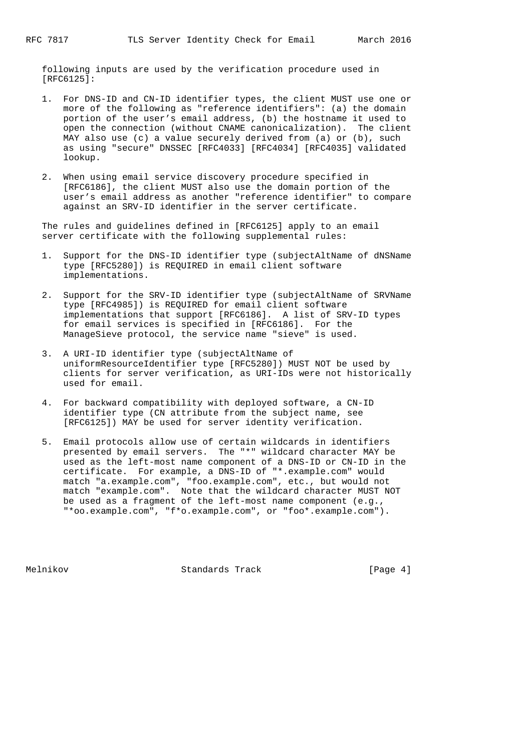following inputs are used by the verification procedure used in [RFC6125]:

1. For DNS-ID and CN-ID identifier types, the client MUST use one or more of the following as "reference identifiers": (a) the domain portion of the user's email address, (b) the hostname it used to open the connection (without CNAME canonicalization). The client MAY also use (c) a value securely derived from (a) or (b), such as using "secure" DNSSEC [RFC4033] [RFC4034] [RFC4035] validated lookup.

2. When using email service discovery procedure specified in [RFC6186], the client MUST also use the domain portion of the user's email address as another "reference identifier" to compare against an SRV-ID identifier in the server certificate.

The rules and guidelines defined in [RFC6125] apply to an email server certificate with the following supplemental rules:

1. Support for the DNS-ID identifier type (subjectAltName of dNSName type [RFC5280]) is REQUIRED in email client software implementations.

2. Support for the SRV-ID identifier type (subjectAltName of SRVName type [RFC4985]) is REQUIRED for email client software implementations that support [RFC6186]. A list of SRV-ID types for email services is specified in [RFC6186]. For the ManageSieve protocol, the service name "sieve" is used.

3. A URI-ID identifier type (subjectAltName of uniformResourceIdentifier type [RFC5280]) MUST NOT be used by clients for server verification, as URI-IDs were not historically used for email.

4. For backward compatibility with deployed software, a CN-ID identifier type (CN attribute from the subject name, see [RFC6125]) MAY be used for server identity verification.

5. Email protocols allow use of certain wildcards in identifiers presented by email servers. The "*" wildcard character MAY be used as the left-most name component of a DNS-ID or CN-ID in the certificate. For example, a DNS-ID of "*.example.com" would match "a.example.com", "foo.example.com", etc., but would not match "example.com". Note that the wildcard character MUST NOT be used as a fragment of the left-most name component (e.g., "*oo.example.com", "f*o.example.com", or "foo*.example.com").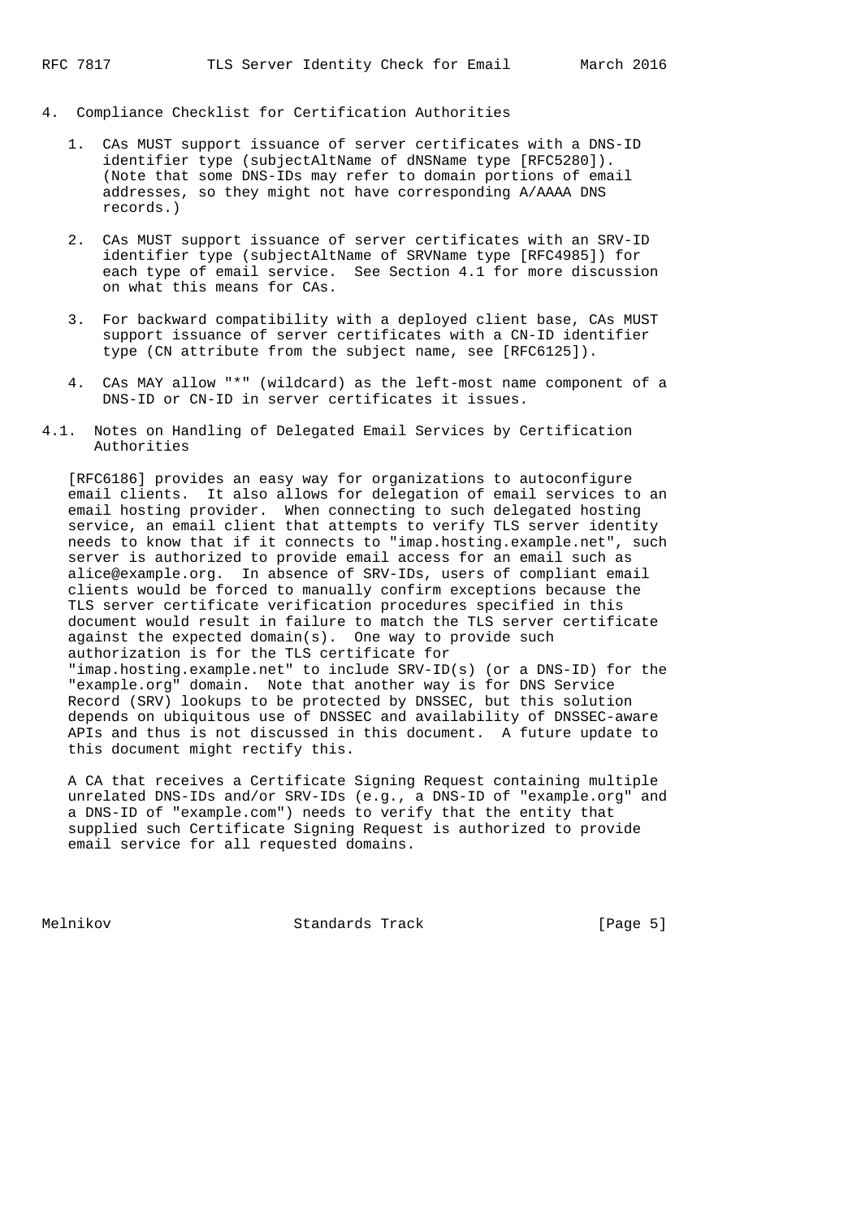## 4. Compliance Checklist for Certification Authorities

1. CAs MUST support issuance of server certificates with a DNS-ID identifier type (subjectAltName of dNSName type [RFC5280]). (Note that some DNS-IDs may refer to domain portions of email addresses, so they might not have corresponding A/AAAA DNS records.)

2. CAs MUST support issuance of server certificates with an SRV-ID identifier type (subjectAltName of SRVName type [RFC4985]) for each type of email service. See Section 4.1 for more discussion on what this means for CAs.

3. For backward compatibility with a deployed client base, CAs MUST support issuance of server certificates with a CN-ID identifier type (CN attribute from the subject name, see [RFC6125]).

4. CAs MAY allow "*" (wildcard) as the left-most name component of a DNS-ID or CN-ID in server certificates it issues.

### 4.1. Notes on Handling of Delegated Email Services by Certification Authorities

[RFC6186] provides an easy way for organizations to autoconfigure email clients. It also allows for delegation of email services to an email hosting provider. When connecting to such delegated hosting service, an email client that attempts to verify TLS server identity needs to know that if it connects to "imap.hosting.example.net", such server is authorized to provide email access for an email such as alice@example.org. In absence of SRV-IDs, users of compliant email clients would be forced to manually confirm exceptions because the TLS server certificate verification procedures specified in this document would result in failure to match the TLS server certificate against the expected domain(s). One way to provide such authorization is for the TLS certificate for "imap.hosting.example.net" to include SRV-ID(s) (or a DNS-ID) for the "example.org" domain. Note that another way is for DNS Service Record (SRV) lookups to be protected by DNSSEC, but this solution depends on ubiquitous use of DNSSEC and availability of DNSSEC-aware APIs and thus is not discussed in this document. A future update to this document might rectify this.

A CA that receives a Certificate Signing Request containing multiple unrelated DNS-IDs and/or SRV-IDs (e.g., a DNS-ID of "example.org" and a DNS-ID of "example.com") needs to verify that the entity that supplied such Certificate Signing Request is authorized to provide email service for all requested domains.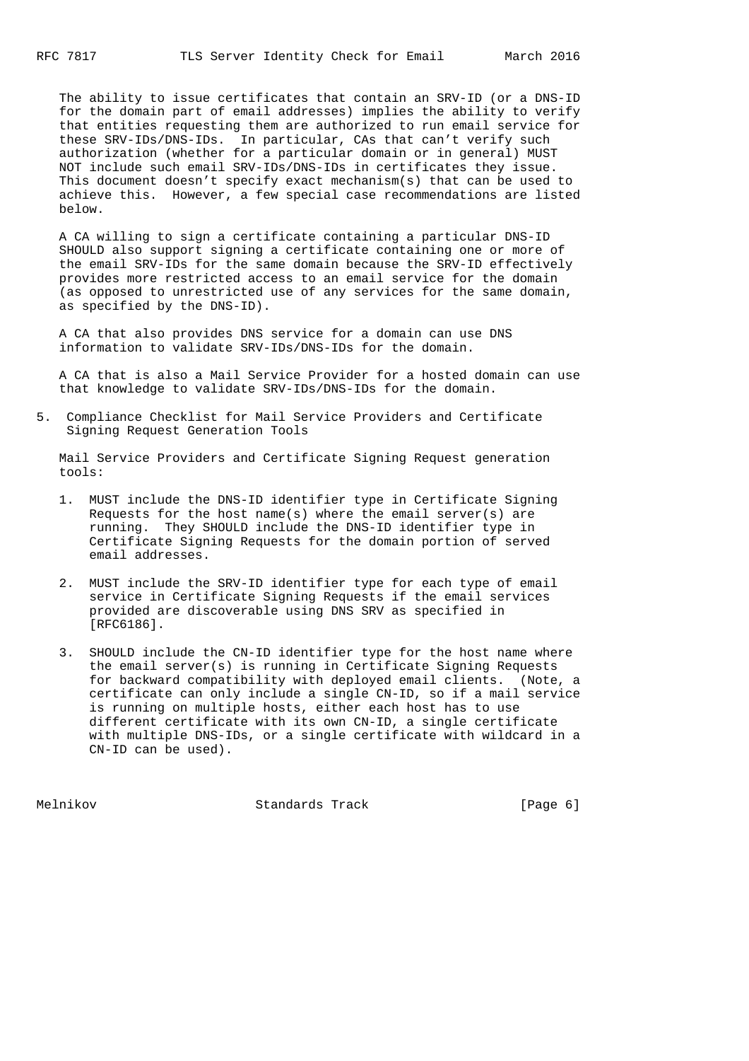The ability to issue certificates that contain an SRV-ID (or a DNS-ID for the domain part of email addresses) implies the ability to verify that entities requesting them are authorized to run email service for these SRV-IDs/DNS-IDs. In particular, CAs that can't verify such authorization (whether for a particular domain or in general) MUST NOT include such email SRV-IDs/DNS-IDs in certificates they issue. This document doesn't specify exact mechanism(s) that can be used to achieve this. However, a few special case recommendations are listed below.

A CA willing to sign a certificate containing a particular DNS-ID SHOULD also support signing a certificate containing one or more of the email SRV-IDs for the same domain because the SRV-ID effectively provides more restricted access to an email service for the domain (as opposed to unrestricted use of any services for the same domain, as specified by the DNS-ID).

A CA that also provides DNS service for a domain can use DNS information to validate SRV-IDs/DNS-IDs for the domain.

A CA that is also a Mail Service Provider for a hosted domain can use that knowledge to validate SRV-IDs/DNS-IDs for the domain.

## 5. Compliance Checklist for Mail Service Providers and Certificate Signing Request Generation Tools

Mail Service Providers and Certificate Signing Request generation tools:

1. MUST include the DNS-ID identifier type in Certificate Signing Requests for the host name(s) where the email server(s) are running. They SHOULD include the DNS-ID identifier type in Certificate Signing Requests for the domain portion of served email addresses.

2. MUST include the SRV-ID identifier type for each type of email service in Certificate Signing Requests if the email services provided are discoverable using DNS SRV as specified in [RFC6186].

3. SHOULD include the CN-ID identifier type for the host name where the email server(s) is running in Certificate Signing Requests for backward compatibility with deployed email clients. (Note, a certificate can only include a single CN-ID, so if a mail service is running on multiple hosts, either each host has to use different certificate with its own CN-ID, a single certificate with multiple DNS-IDs, or a single certificate with wildcard in a CN-ID can be used).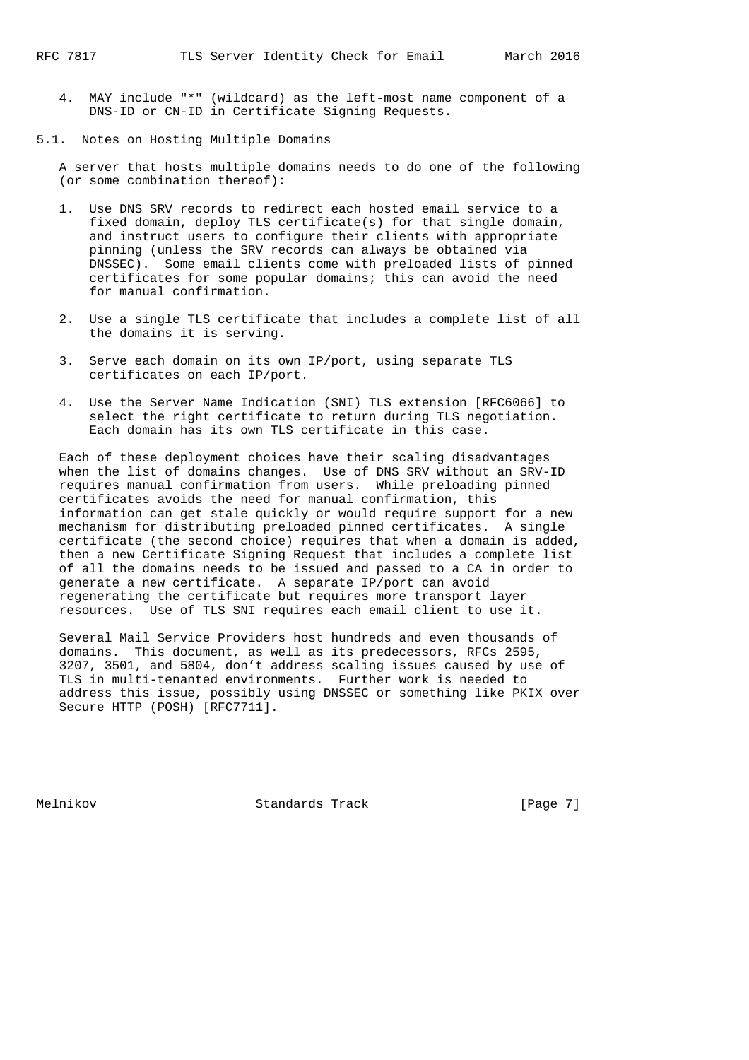4. MAY include "*" (wildcard) as the left-most name component of a DNS-ID or CN-ID in Certificate Signing Requests.

## 5.1. Notes on Hosting Multiple Domains

A server that hosts multiple domains needs to do one of the following (or some combination thereof):

1. Use DNS SRV records to redirect each hosted email service to a fixed domain, deploy TLS certificate(s) for that single domain, and instruct users to configure their clients with appropriate pinning (unless the SRV records can always be obtained via DNSSEC). Some email clients come with preloaded lists of pinned certificates for some popular domains; this can avoid the need for manual confirmation.

2. Use a single TLS certificate that includes a complete list of all the domains it is serving.

3. Serve each domain on its own IP/port, using separate TLS certificates on each IP/port.

4. Use the Server Name Indication (SNI) TLS extension [RFC6066] to select the right certificate to return during TLS negotiation. Each domain has its own TLS certificate in this case.

Each of these deployment choices have their scaling disadvantages when the list of domains changes. Use of DNS SRV without an SRV-ID requires manual confirmation from users. While preloading pinned certificates avoids the need for manual confirmation, this information can get stale quickly or would require support for a new mechanism for distributing preloaded pinned certificates. A single certificate (the second choice) requires that when a domain is added, then a new Certificate Signing Request that includes a complete list of all the domains needs to be issued and passed to a CA in order to generate a new certificate. A separate IP/port can avoid regenerating the certificate but requires more transport layer resources. Use of TLS SNI requires each email client to use it.

Several Mail Service Providers host hundreds and even thousands of domains. This document, as well as its predecessors, RFCs 2595, 3207, 3501, and 5804, don't address scaling issues caused by use of TLS in multi-tenanted environments. Further work is needed to address this issue, possibly using DNSSEC or something like PKIX over Secure HTTP (POSH) [RFC7711].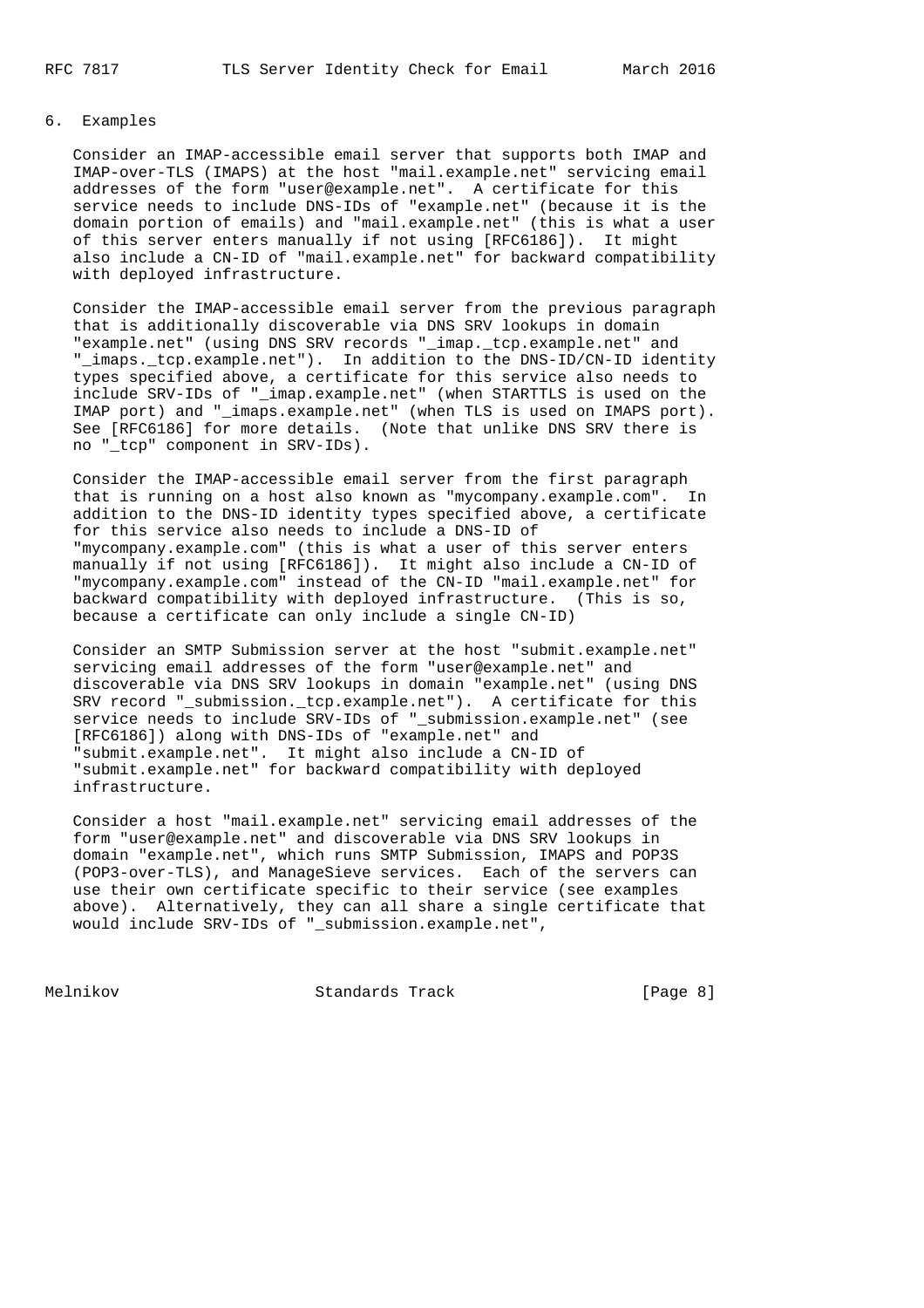## 6. Examples

Consider an IMAP-accessible email server that supports both IMAP and IMAP-over-TLS (IMAPS) at the host "mail.example.net" servicing email addresses of the form "user@example.net". A certificate for this service needs to include DNS-IDs of "example.net" (because it is the domain portion of emails) and "mail.example.net" (this is what a user of this server enters manually if not using [RFC6186]). It might also include a CN-ID of "mail.example.net" for backward compatibility with deployed infrastructure.

Consider the IMAP-accessible email server from the previous paragraph that is additionally discoverable via DNS SRV lookups in domain "example.net" (using DNS SRV records "_imap._tcp.example.net" and "_imaps._tcp.example.net"). In addition to the DNS-ID/CN-ID identity types specified above, a certificate for this service also needs to include SRV-IDs of "_imap.example.net" (when STARTTLS is used on the IMAP port) and "_imaps.example.net" (when TLS is used on IMAPS port). See [RFC6186] for more details. (Note that unlike DNS SRV there is no "_tcp" component in SRV-IDs).

Consider the IMAP-accessible email server from the first paragraph that is running on a host also known as "mycompany.example.com". In addition to the DNS-ID identity types specified above, a certificate for this service also needs to include a DNS-ID of "mycompany.example.com" (this is what a user of this server enters manually if not using [RFC6186]). It might also include a CN-ID of "mycompany.example.com" instead of the CN-ID "mail.example.net" for backward compatibility with deployed infrastructure. (This is so, because a certificate can only include a single CN-ID)

Consider an SMTP Submission server at the host "submit.example.net" servicing email addresses of the form "user@example.net" and discoverable via DNS SRV lookups in domain "example.net" (using DNS SRV record "_submission._tcp.example.net"). A certificate for this service needs to include SRV-IDs of "_submission.example.net" (see [RFC6186]) along with DNS-IDs of "example.net" and "submit.example.net". It might also include a CN-ID of "submit.example.net" for backward compatibility with deployed infrastructure.

Consider a host "mail.example.net" servicing email addresses of the form "user@example.net" and discoverable via DNS SRV lookups in domain "example.net", which runs SMTP Submission, IMAPS and POP3S (POP3-over-TLS), and ManageSieve services. Each of the servers can use their own certificate specific to their service (see examples above). Alternatively, they can all share a single certificate that would include SRV-IDs of "_submission.example.net",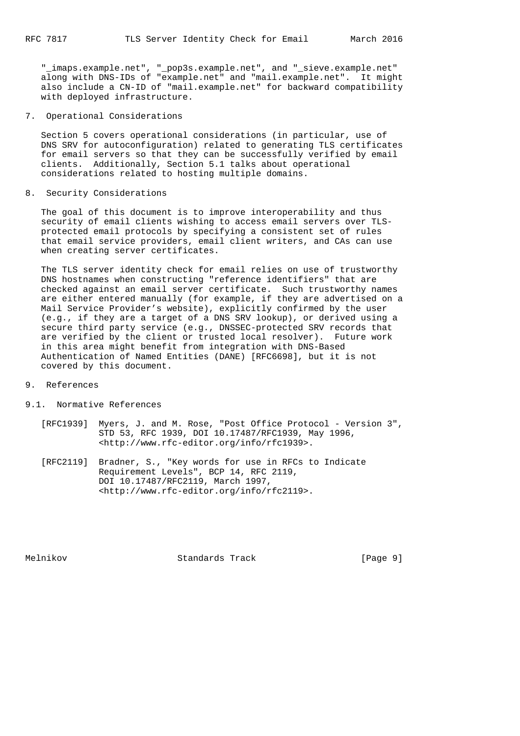"_imaps.example.net", "_pop3s.example.net", and "_sieve.example.net" along with DNS-IDs of "example.net" and "mail.example.net". It might also include a CN-ID of "mail.example.net" for backward compatibility with deployed infrastructure.

## 7. Operational Considerations

Section 5 covers operational considerations (in particular, use of DNS SRV for autoconfiguration) related to generating TLS certificates for email servers so that they can be successfully verified by email clients. Additionally, Section 5.1 talks about operational considerations related to hosting multiple domains.

## 8. Security Considerations

The goal of this document is to improve interoperability and thus security of email clients wishing to access email servers over TLS-protected email protocols by specifying a consistent set of rules that email service providers, email client writers, and CAs can use when creating server certificates.

The TLS server identity check for email relies on use of trustworthy DNS hostnames when constructing "reference identifiers" that are checked against an email server certificate. Such trustworthy names are either entered manually (for example, if they are advertised on a Mail Service Provider's website), explicitly confirmed by the user (e.g., if they are a target of a DNS SRV lookup), or derived using a secure third party service (e.g., DNSSEC-protected SRV records that are verified by the client or trusted local resolver). Future work in this area might benefit from integration with DNS-Based Authentication of Named Entities (DANE) [RFC6698], but it is not covered by this document.

## 9. References

### 9.1. Normative References

[RFC1939] Myers, J. and M. Rose, "Post Office Protocol - Version 3", STD 53, RFC 1939, DOI 10.17487/RFC1939, May 1996, <http://www.rfc-editor.org/info/rfc1939>.

[RFC2119] Bradner, S., "Key words for use in RFCs to Indicate Requirement Levels", BCP 14, RFC 2119, DOI 10.17487/RFC2119, March 1997, <http://www.rfc-editor.org/info/rfc2119>.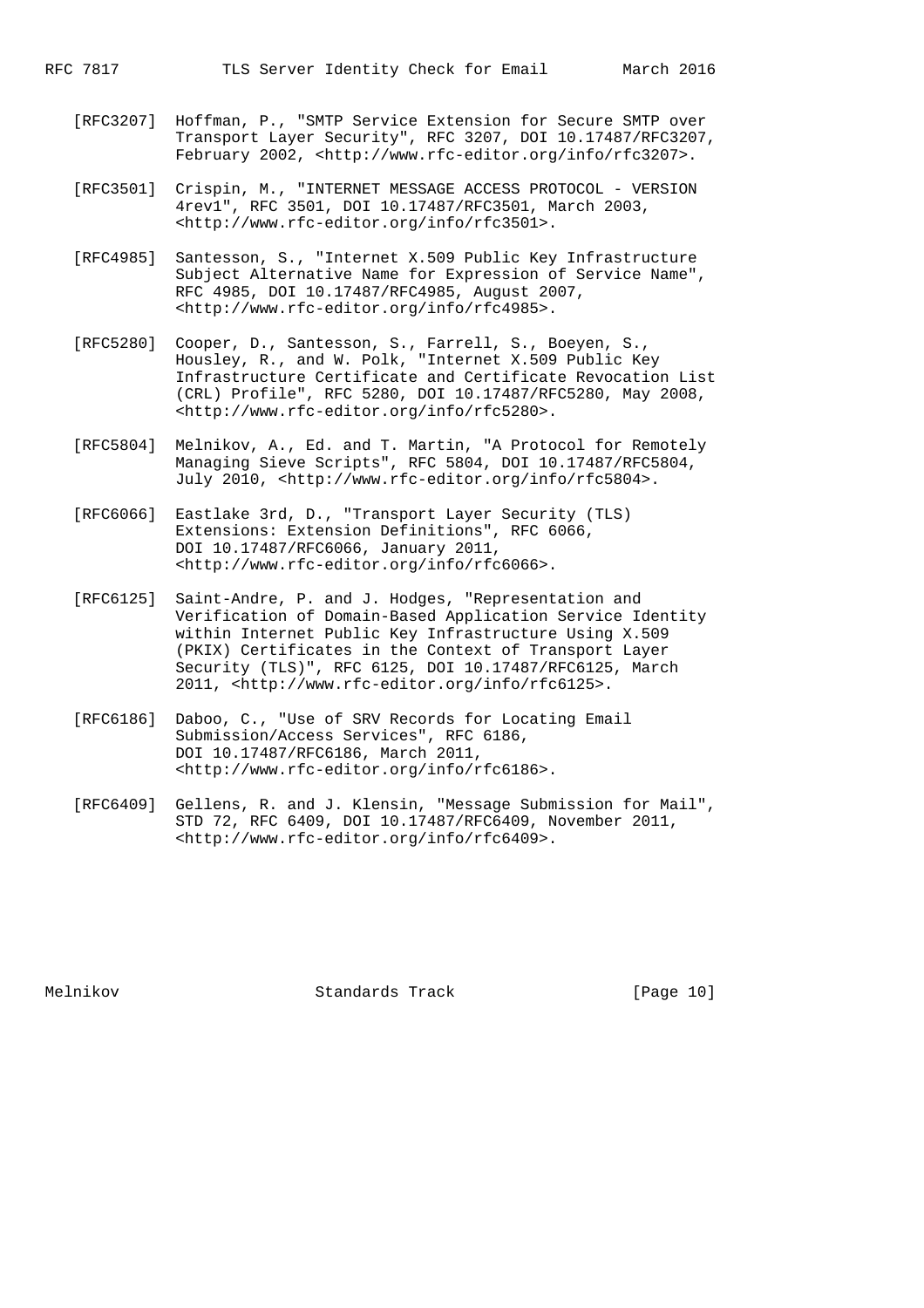[RFC3207] Hoffman, P., "SMTP Service Extension for Secure SMTP over Transport Layer Security", RFC 3207, DOI 10.17487/RFC3207, February 2002, <http://www.rfc-editor.org/info/rfc3207>.

[RFC3501] Crispin, M., "INTERNET MESSAGE ACCESS PROTOCOL - VERSION 4rev1", RFC 3501, DOI 10.17487/RFC3501, March 2003, <http://www.rfc-editor.org/info/rfc3501>.

[RFC4985] Santesson, S., "Internet X.509 Public Key Infrastructure Subject Alternative Name for Expression of Service Name", RFC 4985, DOI 10.17487/RFC4985, August 2007, <http://www.rfc-editor.org/info/rfc4985>.

[RFC5280] Cooper, D., Santesson, S., Farrell, S., Boeyen, S., Housley, R., and W. Polk, "Internet X.509 Public Key Infrastructure Certificate and Certificate Revocation List (CRL) Profile", RFC 5280, DOI 10.17487/RFC5280, May 2008, <http://www.rfc-editor.org/info/rfc5280>.

[RFC5804] Melnikov, A., Ed. and T. Martin, "A Protocol for Remotely Managing Sieve Scripts", RFC 5804, DOI 10.17487/RFC5804, July 2010, <http://www.rfc-editor.org/info/rfc5804>.

[RFC6066] Eastlake 3rd, D., "Transport Layer Security (TLS) Extensions: Extension Definitions", RFC 6066, DOI 10.17487/RFC6066, January 2011, <http://www.rfc-editor.org/info/rfc6066>.

[RFC6125] Saint-Andre, P. and J. Hodges, "Representation and Verification of Domain-Based Application Service Identity within Internet Public Key Infrastructure Using X.509 (PKIX) Certificates in the Context of Transport Layer Security (TLS)", RFC 6125, DOI 10.17487/RFC6125, March 2011, <http://www.rfc-editor.org/info/rfc6125>.

[RFC6186] Daboo, C., "Use of SRV Records for Locating Email Submission/Access Services", RFC 6186, DOI 10.17487/RFC6186, March 2011, <http://www.rfc-editor.org/info/rfc6186>.

[RFC6409] Gellens, R. and J. Klensin, "Message Submission for Mail", STD 72, RFC 6409, DOI 10.17487/RFC6409, November 2011, <http://www.rfc-editor.org/info/rfc6409>.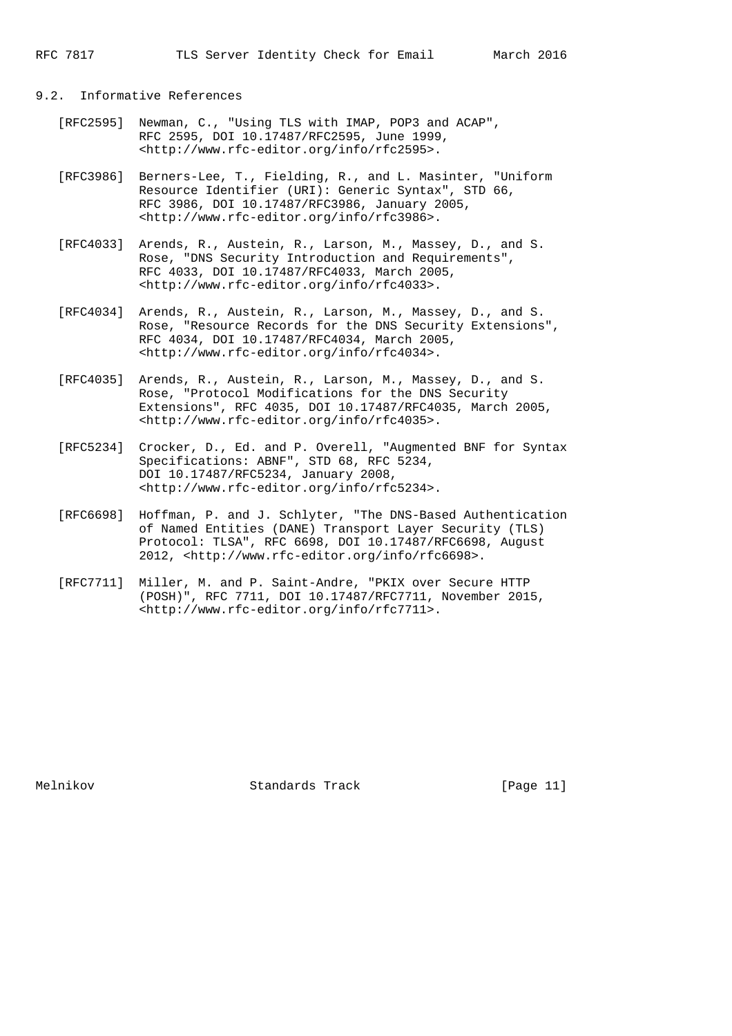## 9.2. Informative References

[RFC2595] Newman, C., "Using TLS with IMAP, POP3 and ACAP", RFC 2595, DOI 10.17487/RFC2595, June 1999, <http://www.rfc-editor.org/info/rfc2595>.

[RFC3986] Berners-Lee, T., Fielding, R., and L. Masinter, "Uniform Resource Identifier (URI): Generic Syntax", STD 66, RFC 3986, DOI 10.17487/RFC3986, January 2005, <http://www.rfc-editor.org/info/rfc3986>.

[RFC4033] Arends, R., Austein, R., Larson, M., Massey, D., and S. Rose, "DNS Security Introduction and Requirements", RFC 4033, DOI 10.17487/RFC4033, March 2005, <http://www.rfc-editor.org/info/rfc4033>.

[RFC4034] Arends, R., Austein, R., Larson, M., Massey, D., and S. Rose, "Resource Records for the DNS Security Extensions", RFC 4034, DOI 10.17487/RFC4034, March 2005, <http://www.rfc-editor.org/info/rfc4034>.

[RFC4035] Arends, R., Austein, R., Larson, M., Massey, D., and S. Rose, "Protocol Modifications for the DNS Security Extensions", RFC 4035, DOI 10.17487/RFC4035, March 2005, <http://www.rfc-editor.org/info/rfc4035>.

[RFC5234] Crocker, D., Ed. and P. Overell, "Augmented BNF for Syntax Specifications: ABNF", STD 68, RFC 5234, DOI 10.17487/RFC5234, January 2008, <http://www.rfc-editor.org/info/rfc5234>.

[RFC6698] Hoffman, P. and J. Schlyter, "The DNS-Based Authentication of Named Entities (DANE) Transport Layer Security (TLS) Protocol: TLSA", RFC 6698, DOI 10.17487/RFC6698, August 2012, <http://www.rfc-editor.org/info/rfc6698>.

[RFC7711] Miller, M. and P. Saint-Andre, "PKIX over Secure HTTP (POSH)", RFC 7711, DOI 10.17487/RFC7711, November 2015, <http://www.rfc-editor.org/info/rfc7711>.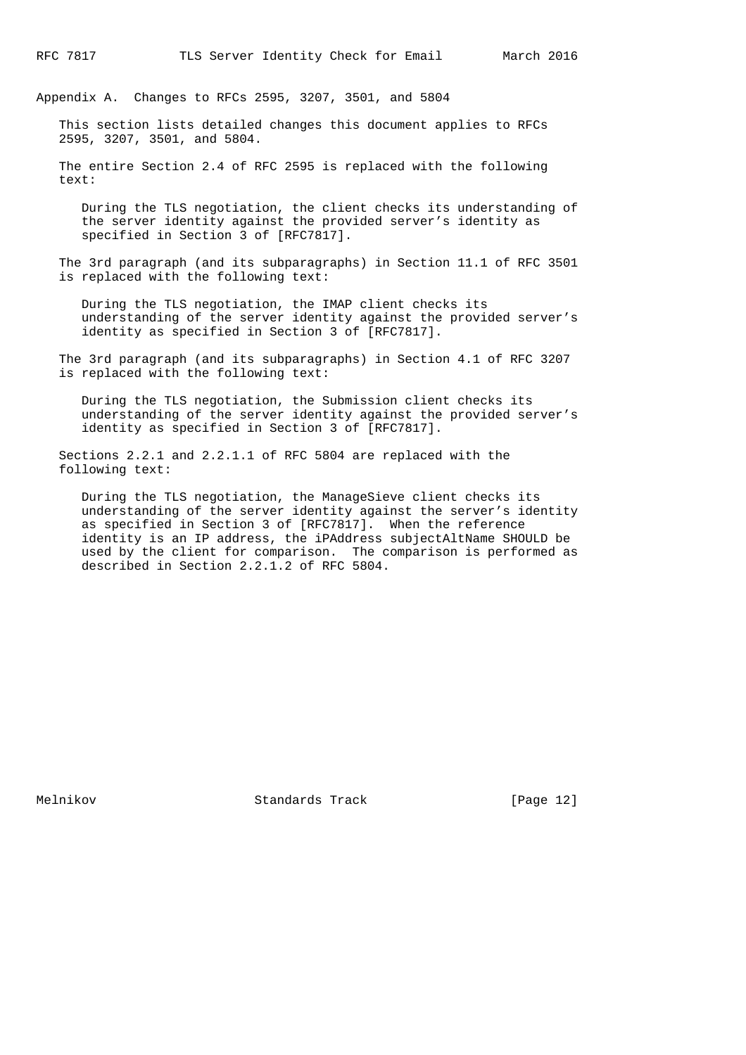## Appendix A. Changes to RFCs 2595, 3207, 3501, and 5804

This section lists detailed changes this document applies to RFCs 2595, 3207, 3501, and 5804.

The entire Section 2.4 of RFC 2595 is replaced with the following text:

> During the TLS negotiation, the client checks its understanding of the server identity against the provided server's identity as specified in Section 3 of [RFC7817].

The 3rd paragraph (and its subparagraphs) in Section 11.1 of RFC 3501 is replaced with the following text:

> During the TLS negotiation, the IMAP client checks its understanding of the server identity against the provided server's identity as specified in Section 3 of [RFC7817].

The 3rd paragraph (and its subparagraphs) in Section 4.1 of RFC 3207 is replaced with the following text:

> During the TLS negotiation, the Submission client checks its understanding of the server identity against the provided server's identity as specified in Section 3 of [RFC7817].

Sections 2.2.1 and 2.2.1.1 of RFC 5804 are replaced with the following text:

> During the TLS negotiation, the ManageSieve client checks its understanding of the server identity against the server's identity as specified in Section 3 of [RFC7817]. When the reference identity is an IP address, the iPAddress subjectAltName SHOULD be used by the client for comparison. The comparison is performed as described in Section 2.2.1.2 of RFC 5804.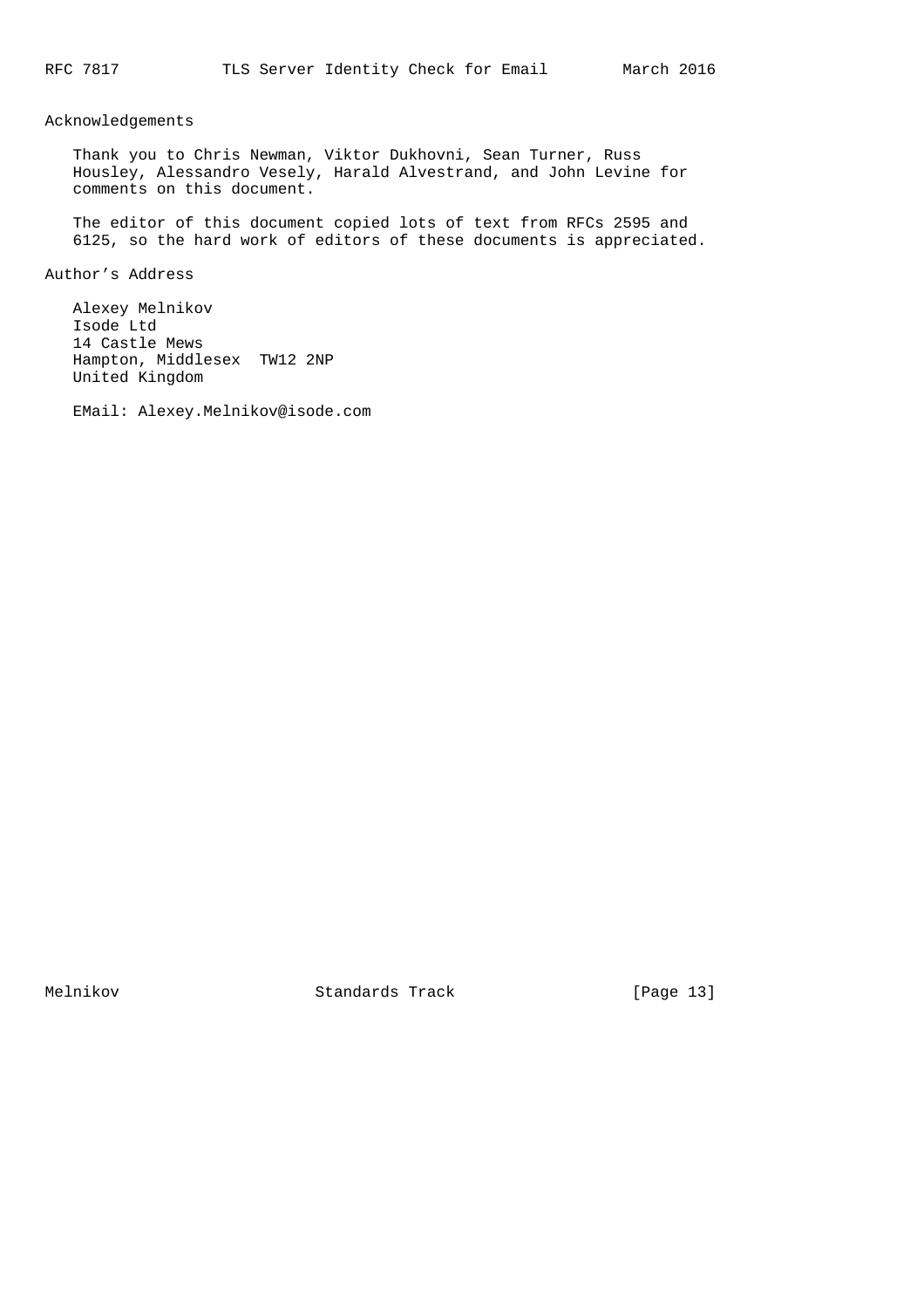## Acknowledgements

Thank you to Chris Newman, Viktor Dukhovni, Sean Turner, Russ Housley, Alessandro Vesely, Harald Alvestrand, and John Levine for comments on this document.

The editor of this document copied lots of text from RFCs 2595 and 6125, so the hard work of editors of these documents is appreciated.

## Author's Address

Alexey Melnikov
Isode Ltd
14 Castle Mews
Hampton, Middlesex  TW12 2NP
United Kingdom

EMail: Alexey.Melnikov@isode.com